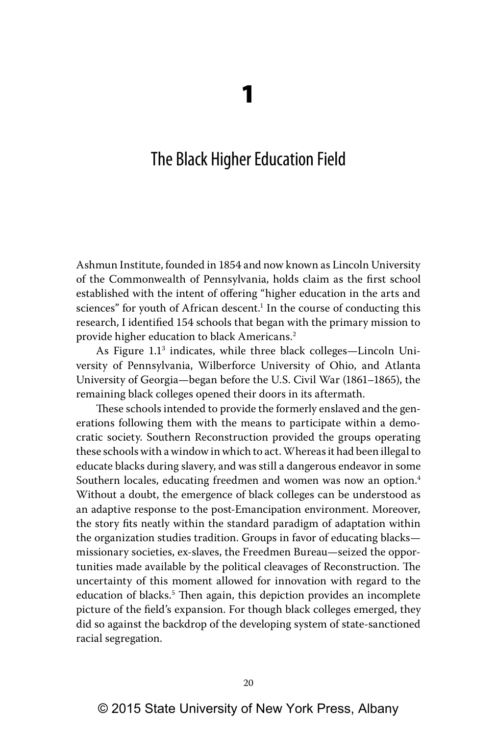# 1

## The Black Higher Education Field

Ashmun Institute, founded in 1854 and now known as Lincoln University of the Commonwealth of Pennsylvania, holds claim as the first school established with the intent of offering "higher education in the arts and sciences" for youth of African descent.[1] In the course of conducting this research, I identified 154 schools that began with the primary mission to provide higher education to black Americans.[2]

As Figure 1.1[3] indicates, while three black colleges—Lincoln University of Pennsylvania, Wilberforce University of Ohio, and Atlanta University of Georgia—began before the U.S. Civil War (1861–1865), the remaining black colleges opened their doors in its aftermath.

These schools intended to provide the formerly enslaved and the generations following them with the means to participate within a democratic society. Southern Reconstruction provided the groups operating these schools with a window in which to act. Whereas it had been illegal to educate blacks during slavery, and was still a dangerous endeavor in some Southern locales, educating freedmen and women was now an option.[4] Without a doubt, the emergence of black colleges can be understood as an adaptive response to the post-Emancipation environment. Moreover, the story fits neatly within the standard paradigm of adaptation within the organization studies tradition. Groups in favor of educating blacks—missionary societies, ex-slaves, the Freedmen Bureau—seized the opportunities made available by the political cleavages of Reconstruction. The uncertainty of this moment allowed for innovation with regard to the education of blacks.[5] Then again, this depiction provides an incomplete picture of the field's expansion. For though black colleges emerged, they did so against the backdrop of the developing system of state-sanctioned racial segregation.

© 2015 State University of New York Press, Albany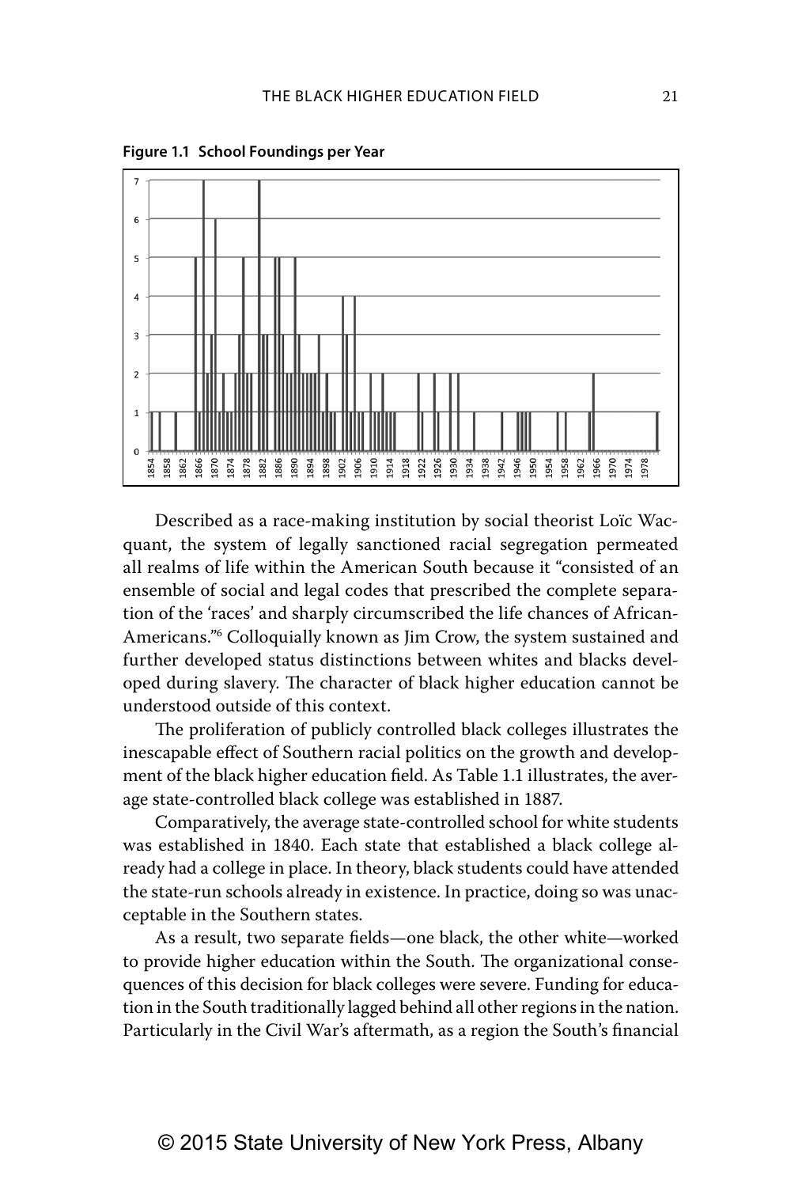**Figure 1.1 School Foundings per Year**

Described as a race-making institution by social theorist Loïc Wacquant, the system of legally sanctioned racial segregation permeated all realms of life within the American South because it "consisted of an ensemble of social and legal codes that prescribed the complete separation of the 'races' and sharply circumscribed the life chances of African-Americans."[6] Colloquially known as Jim Crow, the system sustained and further developed status distinctions between whites and blacks developed during slavery. The character of black higher education cannot be understood outside of this context.

The proliferation of publicly controlled black colleges illustrates the inescapable effect of Southern racial politics on the growth and development of the black higher education field. As Table 1.1 illustrates, the average state-controlled black college was established in 1887.

Comparatively, the average state-controlled school for white students was established in 1840. Each state that established a black college already had a college in place. In theory, black students could have attended the state-run schools already in existence. In practice, doing so was unacceptable in the Southern states.

As a result, two separate fields—one black, the other white—worked to provide higher education within the South. The organizational consequences of this decision for black colleges were severe. Funding for education in the South traditionally lagged behind all other regions in the nation. Particularly in the Civil War's aftermath, as a region the South's financial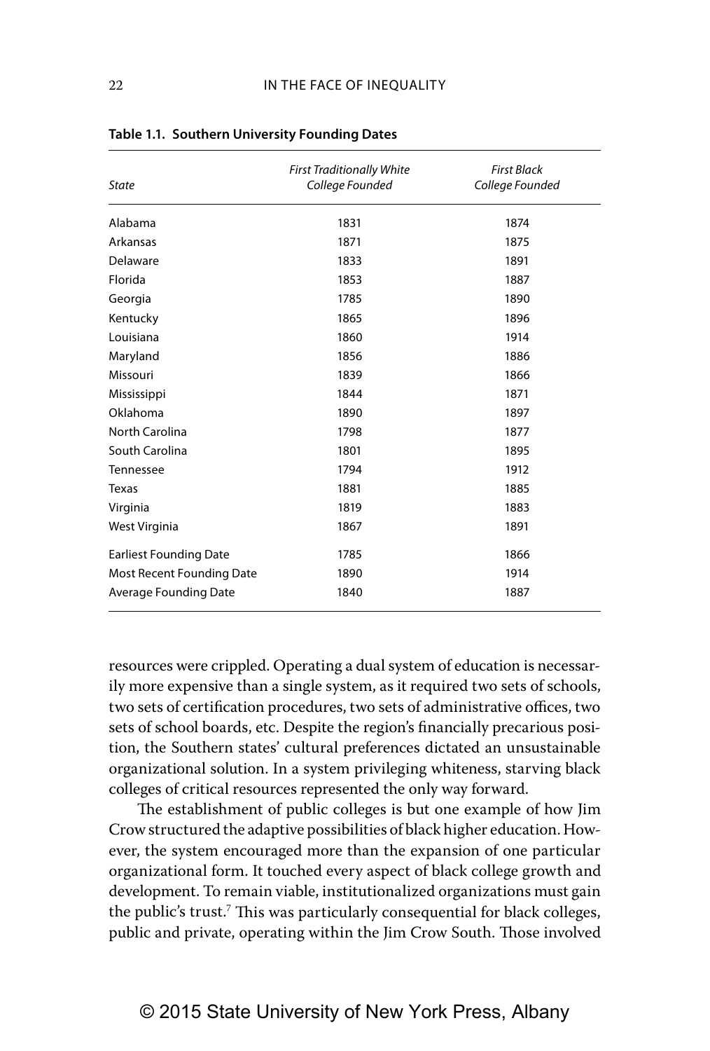**Table 1.1. Southern University Founding Dates**

| *State* | *First Traditionally White College Founded* | *First Black College Founded* |
|---|---|---|
| Alabama | 1831 | 1874 |
| Arkansas | 1871 | 1875 |
| Delaware | 1833 | 1891 |
| Florida | 1853 | 1887 |
| Georgia | 1785 | 1890 |
| Kentucky | 1865 | 1896 |
| Louisiana | 1860 | 1914 |
| Maryland | 1856 | 1886 |
| Missouri | 1839 | 1866 |
| Mississippi | 1844 | 1871 |
| Oklahoma | 1890 | 1897 |
| North Carolina | 1798 | 1877 |
| South Carolina | 1801 | 1895 |
| Tennessee | 1794 | 1912 |
| Texas | 1881 | 1885 |
| Virginia | 1819 | 1883 |
| West Virginia | 1867 | 1891 |
| Earliest Founding Date | 1785 | 1866 |
| Most Recent Founding Date | 1890 | 1914 |
| Average Founding Date | 1840 | 1887 |

resources were crippled. Operating a dual system of education is necessarily more expensive than a single system, as it required two sets of schools, two sets of certification procedures, two sets of administrative offices, two sets of school boards, etc. Despite the region's financially precarious position, the Southern states' cultural preferences dictated an unsustainable organizational solution. In a system privileging whiteness, starving black colleges of critical resources represented the only way forward.

The establishment of public colleges is but one example of how Jim Crow structured the adaptive possibilities of black higher education. However, the system encouraged more than the expansion of one particular organizational form. It touched every aspect of black college growth and development. To remain viable, institutionalized organizations must gain the public's trust.[7] This was particularly consequential for black colleges, public and private, operating within the Jim Crow South. Those involved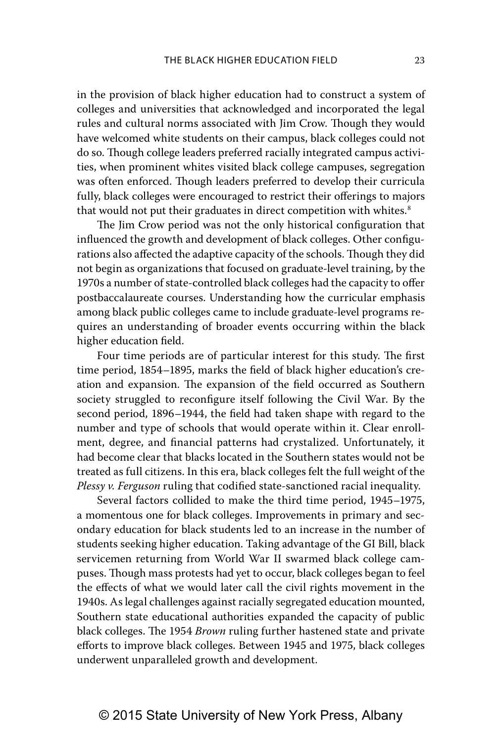in the provision of black higher education had to construct a system of colleges and universities that acknowledged and incorporated the legal rules and cultural norms associated with Jim Crow. Though they would have welcomed white students on their campus, black colleges could not do so. Though college leaders preferred racially integrated campus activities, when prominent whites visited black college campuses, segregation was often enforced. Though leaders preferred to develop their curricula fully, black colleges were encouraged to restrict their offerings to majors that would not put their graduates in direct competition with whites.[8]

The Jim Crow period was not the only historical configuration that influenced the growth and development of black colleges. Other configurations also affected the adaptive capacity of the schools. Though they did not begin as organizations that focused on graduate-level training, by the 1970s a number of state-controlled black colleges had the capacity to offer postbaccalaureate courses. Understanding how the curricular emphasis among black public colleges came to include graduate-level programs requires an understanding of broader events occurring within the black higher education field.

Four time periods are of particular interest for this study. The first time period, 1854–1895, marks the field of black higher education's creation and expansion. The expansion of the field occurred as Southern society struggled to reconfigure itself following the Civil War. By the second period, 1896–1944, the field had taken shape with regard to the number and type of schools that would operate within it. Clear enrollment, degree, and financial patterns had crystalized. Unfortunately, it had become clear that blacks located in the Southern states would not be treated as full citizens. In this era, black colleges felt the full weight of the *Plessy v. Ferguson* ruling that codified state-sanctioned racial inequality.

Several factors collided to make the third time period, 1945–1975, a momentous one for black colleges. Improvements in primary and secondary education for black students led to an increase in the number of students seeking higher education. Taking advantage of the GI Bill, black servicemen returning from World War II swarmed black college campuses. Though mass protests had yet to occur, black colleges began to feel the effects of what we would later call the civil rights movement in the 1940s. As legal challenges against racially segregated education mounted, Southern state educational authorities expanded the capacity of public black colleges. The 1954 *Brown* ruling further hastened state and private efforts to improve black colleges. Between 1945 and 1975, black colleges underwent unparalleled growth and development.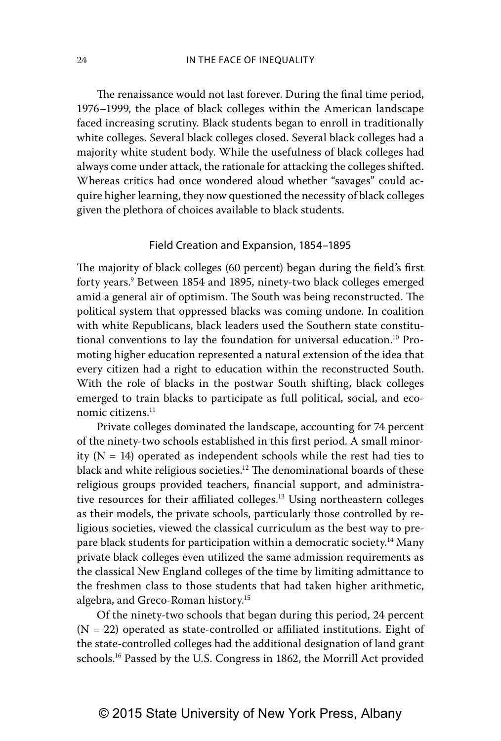The renaissance would not last forever. During the final time period, 1976–1999, the place of black colleges within the American landscape faced increasing scrutiny. Black students began to enroll in traditionally white colleges. Several black colleges closed. Several black colleges had a majority white student body. While the usefulness of black colleges had always come under attack, the rationale for attacking the colleges shifted. Whereas critics had once wondered aloud whether "savages" could acquire higher learning, they now questioned the necessity of black colleges given the plethora of choices available to black students.

## Field Creation and Expansion, 1854–1895

The majority of black colleges (60 percent) began during the field's first forty years.[9] Between 1854 and 1895, ninety-two black colleges emerged amid a general air of optimism. The South was being reconstructed. The political system that oppressed blacks was coming undone. In coalition with white Republicans, black leaders used the Southern state constitutional conventions to lay the foundation for universal education.[10] Promoting higher education represented a natural extension of the idea that every citizen had a right to education within the reconstructed South. With the role of blacks in the postwar South shifting, black colleges emerged to train blacks to participate as full political, social, and economic citizens.[11]

Private colleges dominated the landscape, accounting for 74 percent of the ninety-two schools established in this first period. A small minority (N = 14) operated as independent schools while the rest had ties to black and white religious societies.[12] The denominational boards of these religious groups provided teachers, financial support, and administrative resources for their affiliated colleges.[13] Using northeastern colleges as their models, the private schools, particularly those controlled by religious societies, viewed the classical curriculum as the best way to prepare black students for participation within a democratic society.[14] Many private black colleges even utilized the same admission requirements as the classical New England colleges of the time by limiting admittance to the freshmen class to those students that had taken higher arithmetic, algebra, and Greco-Roman history.[15]

Of the ninety-two schools that began during this period, 24 percent (N = 22) operated as state-controlled or affiliated institutions. Eight of the state-controlled colleges had the additional designation of land grant schools.[16] Passed by the U.S. Congress in 1862, the Morrill Act provided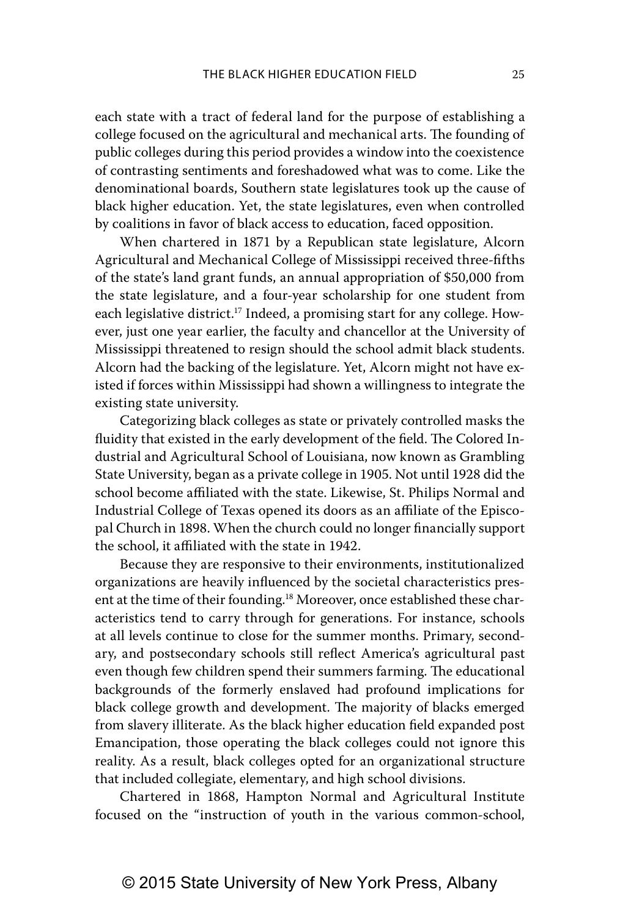each state with a tract of federal land for the purpose of establishing a college focused on the agricultural and mechanical arts. The founding of public colleges during this period provides a window into the coexistence of contrasting sentiments and foreshadowed what was to come. Like the denominational boards, Southern state legislatures took up the cause of black higher education. Yet, the state legislatures, even when controlled by coalitions in favor of black access to education, faced opposition.

When chartered in 1871 by a Republican state legislature, Alcorn Agricultural and Mechanical College of Mississippi received three-fifths of the state's land grant funds, an annual appropriation of $50,000 from the state legislature, and a four-year scholarship for one student from each legislative district.[17] Indeed, a promising start for any college. However, just one year earlier, the faculty and chancellor at the University of Mississippi threatened to resign should the school admit black students. Alcorn had the backing of the legislature. Yet, Alcorn might not have existed if forces within Mississippi had shown a willingness to integrate the existing state university.

Categorizing black colleges as state or privately controlled masks the fluidity that existed in the early development of the field. The Colored Industrial and Agricultural School of Louisiana, now known as Grambling State University, began as a private college in 1905. Not until 1928 did the school become affiliated with the state. Likewise, St. Philips Normal and Industrial College of Texas opened its doors as an affiliate of the Episcopal Church in 1898. When the church could no longer financially support the school, it affiliated with the state in 1942.

Because they are responsive to their environments, institutionalized organizations are heavily influenced by the societal characteristics present at the time of their founding.[18] Moreover, once established these characteristics tend to carry through for generations. For instance, schools at all levels continue to close for the summer months. Primary, secondary, and postsecondary schools still reflect America's agricultural past even though few children spend their summers farming. The educational backgrounds of the formerly enslaved had profound implications for black college growth and development. The majority of blacks emerged from slavery illiterate. As the black higher education field expanded post Emancipation, those operating the black colleges could not ignore this reality. As a result, black colleges opted for an organizational structure that included collegiate, elementary, and high school divisions.

Chartered in 1868, Hampton Normal and Agricultural Institute focused on the "instruction of youth in the various common-school,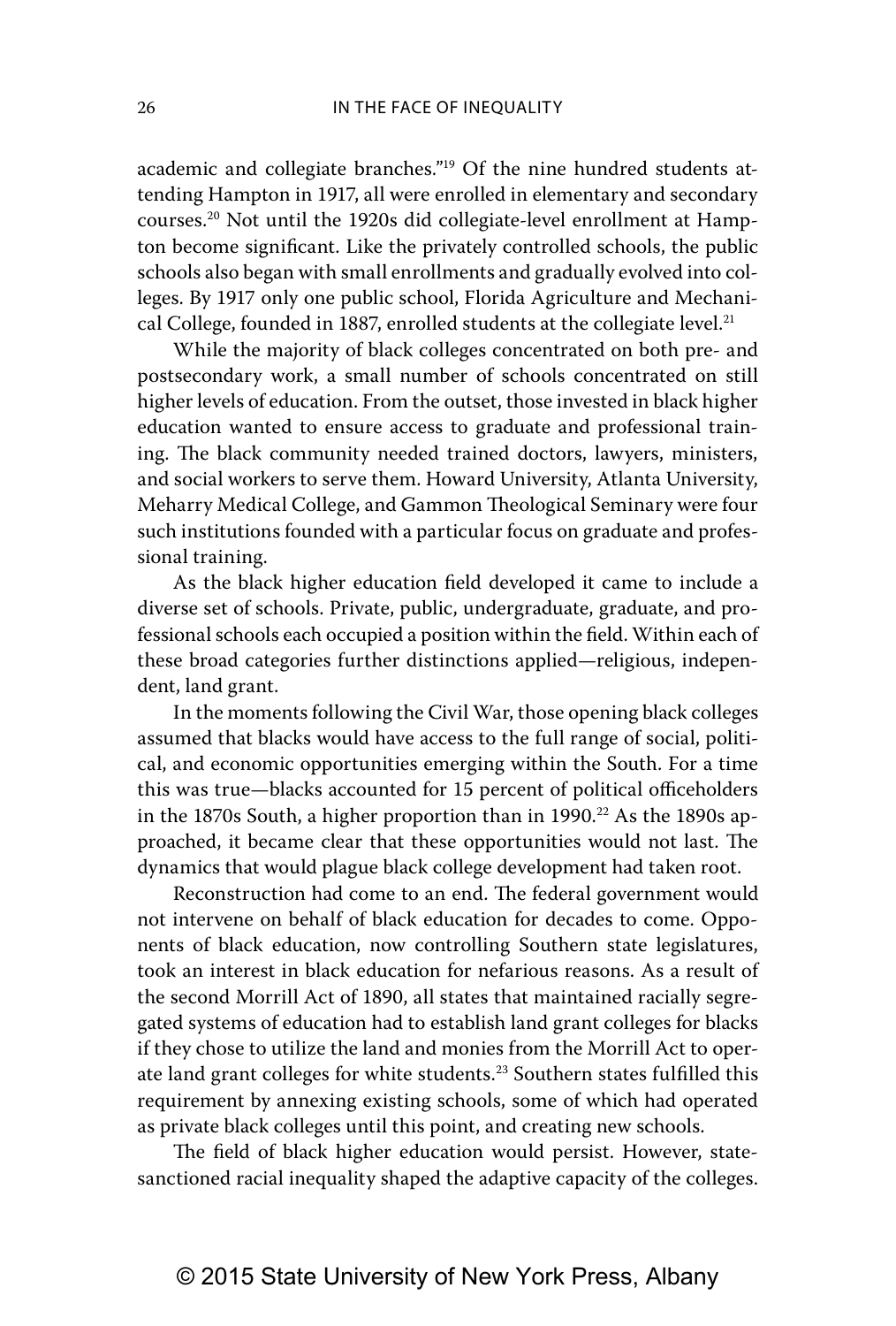academic and collegiate branches."[19] Of the nine hundred students attending Hampton in 1917, all were enrolled in elementary and secondary courses.[20] Not until the 1920s did collegiate-level enrollment at Hampton become significant. Like the privately controlled schools, the public schools also began with small enrollments and gradually evolved into colleges. By 1917 only one public school, Florida Agriculture and Mechanical College, founded in 1887, enrolled students at the collegiate level.[21]

While the majority of black colleges concentrated on both pre- and postsecondary work, a small number of schools concentrated on still higher levels of education. From the outset, those invested in black higher education wanted to ensure access to graduate and professional training. The black community needed trained doctors, lawyers, ministers, and social workers to serve them. Howard University, Atlanta University, Meharry Medical College, and Gammon Theological Seminary were four such institutions founded with a particular focus on graduate and professional training.

As the black higher education field developed it came to include a diverse set of schools. Private, public, undergraduate, graduate, and professional schools each occupied a position within the field. Within each of these broad categories further distinctions applied—religious, independent, land grant.

In the moments following the Civil War, those opening black colleges assumed that blacks would have access to the full range of social, political, and economic opportunities emerging within the South. For a time this was true—blacks accounted for 15 percent of political officeholders in the 1870s South, a higher proportion than in 1990.[22] As the 1890s approached, it became clear that these opportunities would not last. The dynamics that would plague black college development had taken root.

Reconstruction had come to an end. The federal government would not intervene on behalf of black education for decades to come. Opponents of black education, now controlling Southern state legislatures, took an interest in black education for nefarious reasons. As a result of the second Morrill Act of 1890, all states that maintained racially segregated systems of education had to establish land grant colleges for blacks if they chose to utilize the land and monies from the Morrill Act to operate land grant colleges for white students.[23] Southern states fulfilled this requirement by annexing existing schools, some of which had operated as private black colleges until this point, and creating new schools.

The field of black higher education would persist. However, state-sanctioned racial inequality shaped the adaptive capacity of the colleges.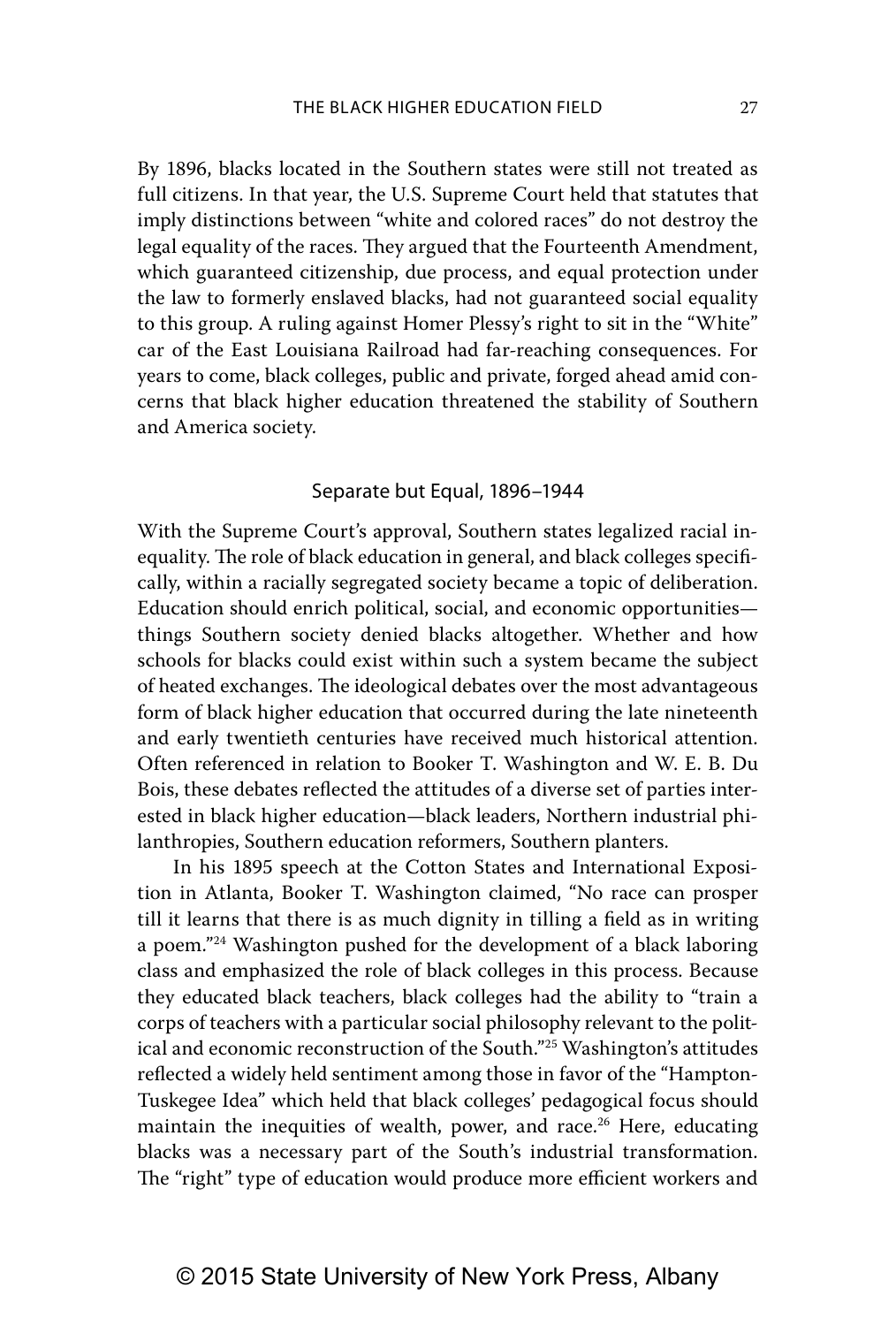By 1896, blacks located in the Southern states were still not treated as full citizens. In that year, the U.S. Supreme Court held that statutes that imply distinctions between "white and colored races" do not destroy the legal equality of the races. They argued that the Fourteenth Amendment, which guaranteed citizenship, due process, and equal protection under the law to formerly enslaved blacks, had not guaranteed social equality to this group. A ruling against Homer Plessy's right to sit in the "White" car of the East Louisiana Railroad had far-reaching consequences. For years to come, black colleges, public and private, forged ahead amid concerns that black higher education threatened the stability of Southern and America society.

## Separate but Equal, 1896–1944

With the Supreme Court's approval, Southern states legalized racial inequality. The role of black education in general, and black colleges specifically, within a racially segregated society became a topic of deliberation. Education should enrich political, social, and economic opportunities—things Southern society denied blacks altogether. Whether and how schools for blacks could exist within such a system became the subject of heated exchanges. The ideological debates over the most advantageous form of black higher education that occurred during the late nineteenth and early twentieth centuries have received much historical attention. Often referenced in relation to Booker T. Washington and W. E. B. Du Bois, these debates reflected the attitudes of a diverse set of parties interested in black higher education—black leaders, Northern industrial philanthropies, Southern education reformers, Southern planters.

In his 1895 speech at the Cotton States and International Exposition in Atlanta, Booker T. Washington claimed, "No race can prosper till it learns that there is as much dignity in tilling a field as in writing a poem."[24] Washington pushed for the development of a black laboring class and emphasized the role of black colleges in this process. Because they educated black teachers, black colleges had the ability to "train a corps of teachers with a particular social philosophy relevant to the political and economic reconstruction of the South."[25] Washington's attitudes reflected a widely held sentiment among those in favor of the "Hampton-Tuskegee Idea" which held that black colleges' pedagogical focus should maintain the inequities of wealth, power, and race.[26] Here, educating blacks was a necessary part of the South's industrial transformation. The "right" type of education would produce more efficient workers and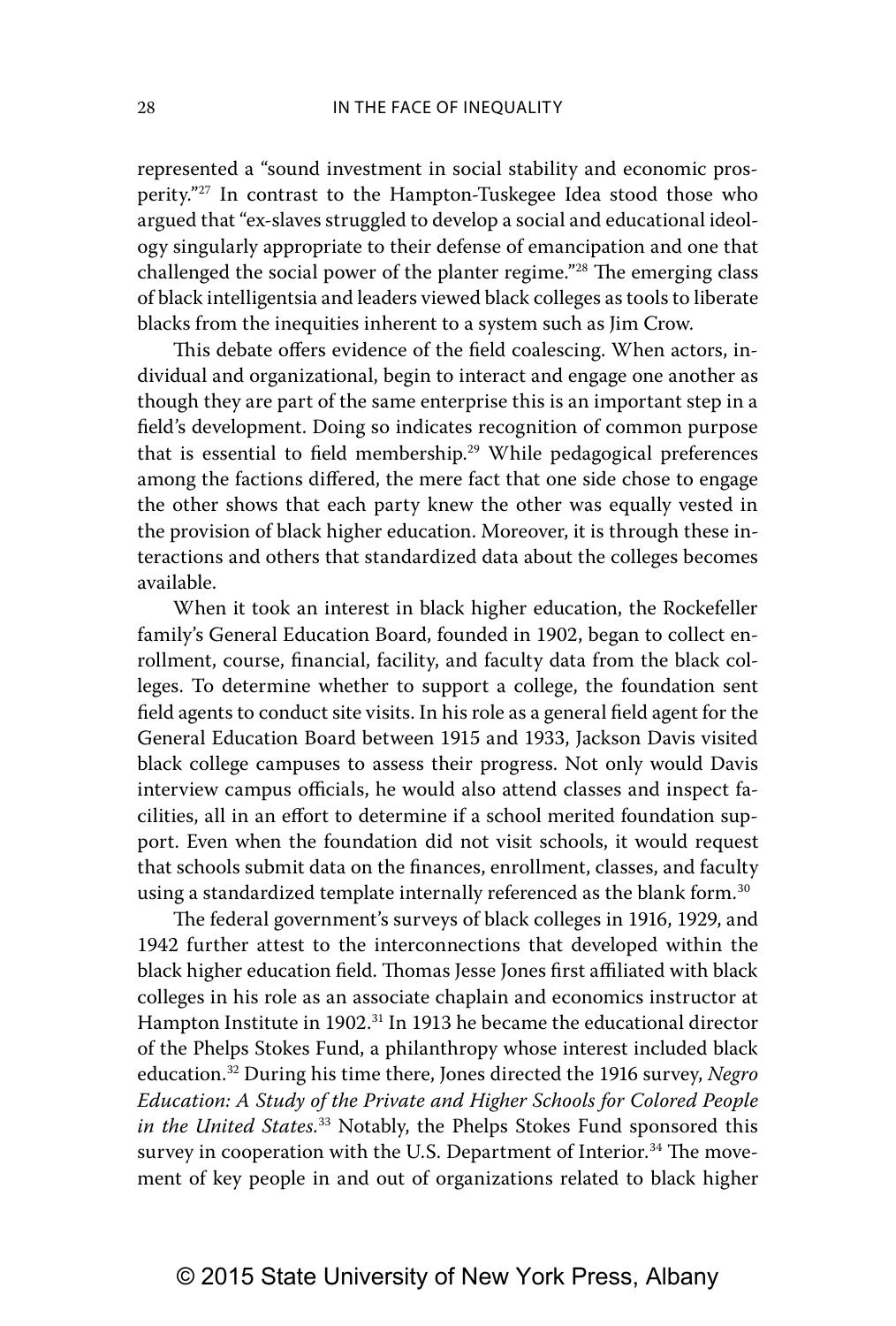represented a "sound investment in social stability and economic prosperity."[27] In contrast to the Hampton-Tuskegee Idea stood those who argued that "ex-slaves struggled to develop a social and educational ideology singularly appropriate to their defense of emancipation and one that challenged the social power of the planter regime."[28] The emerging class of black intelligentsia and leaders viewed black colleges as tools to liberate blacks from the inequities inherent to a system such as Jim Crow.

This debate offers evidence of the field coalescing. When actors, individual and organizational, begin to interact and engage one another as though they are part of the same enterprise this is an important step in a field's development. Doing so indicates recognition of common purpose that is essential to field membership.[29] While pedagogical preferences among the factions differed, the mere fact that one side chose to engage the other shows that each party knew the other was equally vested in the provision of black higher education. Moreover, it is through these interactions and others that standardized data about the colleges becomes available.

When it took an interest in black higher education, the Rockefeller family's General Education Board, founded in 1902, began to collect enrollment, course, financial, facility, and faculty data from the black colleges. To determine whether to support a college, the foundation sent field agents to conduct site visits. In his role as a general field agent for the General Education Board between 1915 and 1933, Jackson Davis visited black college campuses to assess their progress. Not only would Davis interview campus officials, he would also attend classes and inspect facilities, all in an effort to determine if a school merited foundation support. Even when the foundation did not visit schools, it would request that schools submit data on the finances, enrollment, classes, and faculty using a standardized template internally referenced as the blank form.[30]

The federal government's surveys of black colleges in 1916, 1929, and 1942 further attest to the interconnections that developed within the black higher education field. Thomas Jesse Jones first affiliated with black colleges in his role as an associate chaplain and economics instructor at Hampton Institute in 1902.[31] In 1913 he became the educational director of the Phelps Stokes Fund, a philanthropy whose interest included black education.[32] During his time there, Jones directed the 1916 survey, *Negro Education: A Study of the Private and Higher Schools for Colored People in the United States.*[33] Notably, the Phelps Stokes Fund sponsored this survey in cooperation with the U.S. Department of Interior.[34] The movement of key people in and out of organizations related to black higher

© 2015 State University of New York Press, Albany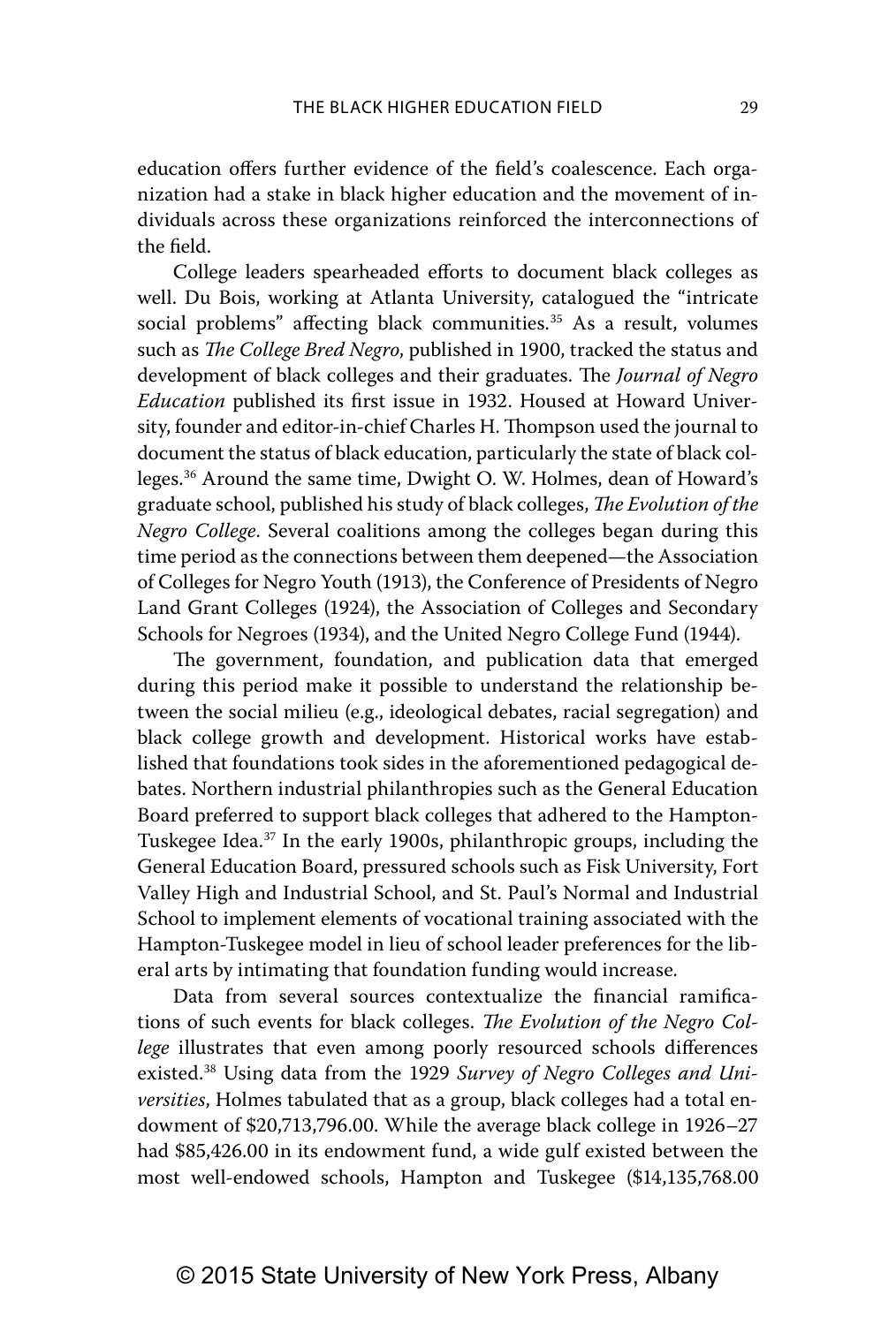education offers further evidence of the field's coalescence. Each organization had a stake in black higher education and the movement of individuals across these organizations reinforced the interconnections of the field.

College leaders spearheaded efforts to document black colleges as well. Du Bois, working at Atlanta University, catalogued the "intricate social problems" affecting black communities.[35] As a result, volumes such as *The College Bred Negro*, published in 1900, tracked the status and development of black colleges and their graduates. The *Journal of Negro Education* published its first issue in 1932. Housed at Howard University, founder and editor-in-chief Charles H. Thompson used the journal to document the status of black education, particularly the state of black colleges.[36] Around the same time, Dwight O. W. Holmes, dean of Howard's graduate school, published his study of black colleges, *The Evolution of the Negro College*. Several coalitions among the colleges began during this time period as the connections between them deepened—the Association of Colleges for Negro Youth (1913), the Conference of Presidents of Negro Land Grant Colleges (1924), the Association of Colleges and Secondary Schools for Negroes (1934), and the United Negro College Fund (1944).

The government, foundation, and publication data that emerged during this period make it possible to understand the relationship between the social milieu (e.g., ideological debates, racial segregation) and black college growth and development. Historical works have established that foundations took sides in the aforementioned pedagogical debates. Northern industrial philanthropies such as the General Education Board preferred to support black colleges that adhered to the Hampton-Tuskegee Idea.[37] In the early 1900s, philanthropic groups, including the General Education Board, pressured schools such as Fisk University, Fort Valley High and Industrial School, and St. Paul's Normal and Industrial School to implement elements of vocational training associated with the Hampton-Tuskegee model in lieu of school leader preferences for the liberal arts by intimating that foundation funding would increase.

Data from several sources contextualize the financial ramifications of such events for black colleges. *The Evolution of the Negro College* illustrates that even among poorly resourced schools differences existed.[38] Using data from the 1929 *Survey of Negro Colleges and Universities*, Holmes tabulated that as a group, black colleges had a total endowment of $20,713,796.00. While the average black college in 1926–27 had $85,426.00 in its endowment fund, a wide gulf existed between the most well-endowed schools, Hampton and Tuskegee ($14,135,768.00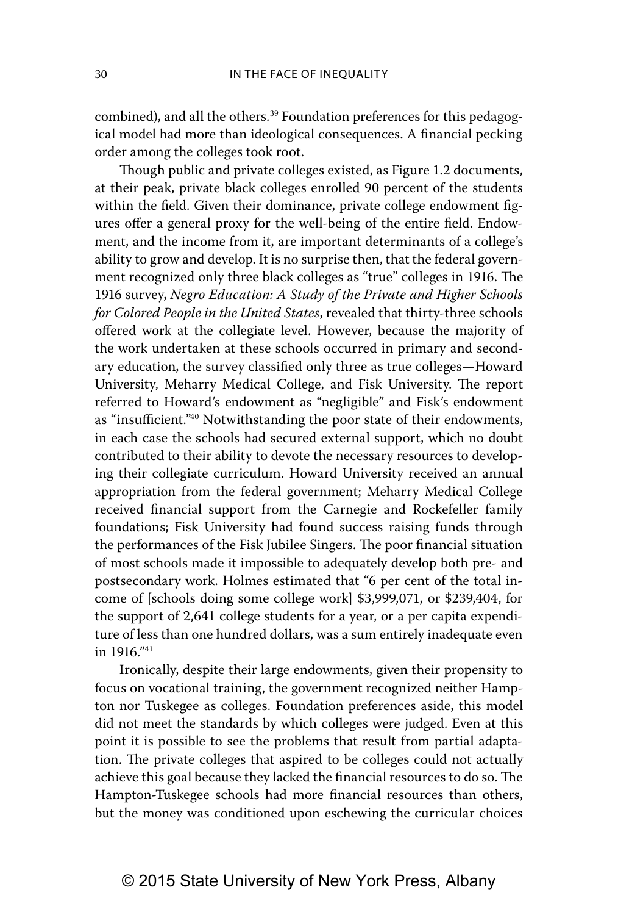combined), and all the others.[39] Foundation preferences for this pedagogical model had more than ideological consequences. A financial pecking order among the colleges took root.

Though public and private colleges existed, as Figure 1.2 documents, at their peak, private black colleges enrolled 90 percent of the students within the field. Given their dominance, private college endowment figures offer a general proxy for the well-being of the entire field. Endowment, and the income from it, are important determinants of a college's ability to grow and develop. It is no surprise then, that the federal government recognized only three black colleges as "true" colleges in 1916. The 1916 survey, *Negro Education: A Study of the Private and Higher Schools for Colored People in the United States*, revealed that thirty-three schools offered work at the collegiate level. However, because the majority of the work undertaken at these schools occurred in primary and secondary education, the survey classified only three as true colleges—Howard University, Meharry Medical College, and Fisk University. The report referred to Howard's endowment as "negligible" and Fisk's endowment as "insufficient."[40] Notwithstanding the poor state of their endowments, in each case the schools had secured external support, which no doubt contributed to their ability to devote the necessary resources to developing their collegiate curriculum. Howard University received an annual appropriation from the federal government; Meharry Medical College received financial support from the Carnegie and Rockefeller family foundations; Fisk University had found success raising funds through the performances of the Fisk Jubilee Singers. The poor financial situation of most schools made it impossible to adequately develop both pre- and postsecondary work. Holmes estimated that "6 per cent of the total income of [schools doing some college work] $3,999,071, or $239,404, for the support of 2,641 college students for a year, or a per capita expenditure of less than one hundred dollars, was a sum entirely inadequate even in 1916."[41]

Ironically, despite their large endowments, given their propensity to focus on vocational training, the government recognized neither Hampton nor Tuskegee as colleges. Foundation preferences aside, this model did not meet the standards by which colleges were judged. Even at this point it is possible to see the problems that result from partial adaptation. The private colleges that aspired to be colleges could not actually achieve this goal because they lacked the financial resources to do so. The Hampton-Tuskegee schools had more financial resources than others, but the money was conditioned upon eschewing the curricular choices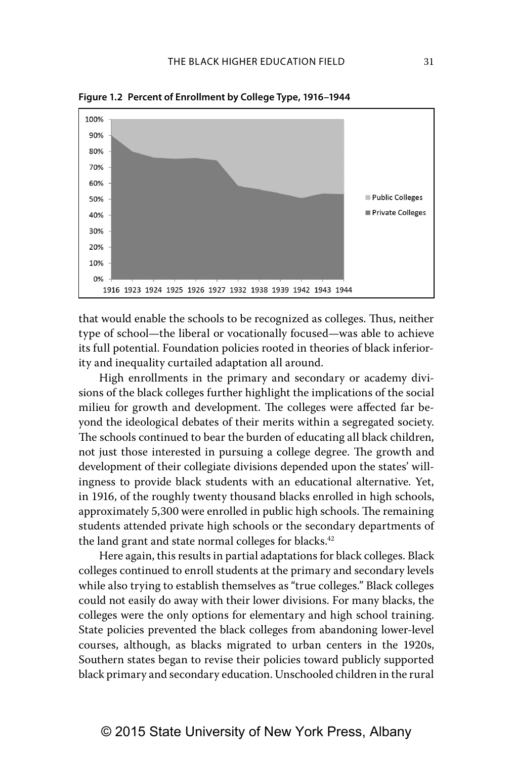**Figure 1.2 Percent of Enrollment by College Type, 1916–1944**

that would enable the schools to be recognized as colleges. Thus, neither type of school—the liberal or vocationally focused—was able to achieve its full potential. Foundation policies rooted in theories of black inferiority and inequality curtailed adaptation all around.

High enrollments in the primary and secondary or academy divisions of the black colleges further highlight the implications of the social milieu for growth and development. The colleges were affected far beyond the ideological debates of their merits within a segregated society. The schools continued to bear the burden of educating all black children, not just those interested in pursuing a college degree. The growth and development of their collegiate divisions depended upon the states' willingness to provide black students with an educational alternative. Yet, in 1916, of the roughly twenty thousand blacks enrolled in high schools, approximately 5,300 were enrolled in public high schools. The remaining students attended private high schools or the secondary departments of the land grant and state normal colleges for blacks.[42]

Here again, this results in partial adaptations for black colleges. Black colleges continued to enroll students at the primary and secondary levels while also trying to establish themselves as "true colleges." Black colleges could not easily do away with their lower divisions. For many blacks, the colleges were the only options for elementary and high school training. State policies prevented the black colleges from abandoning lower-level courses, although, as blacks migrated to urban centers in the 1920s, Southern states began to revise their policies toward publicly supported black primary and secondary education. Unschooled children in the rural

© 2015 State University of New York Press, Albany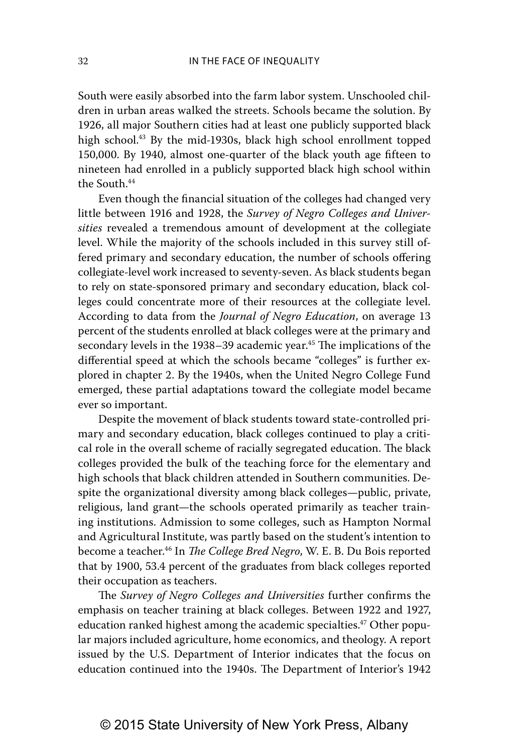South were easily absorbed into the farm labor system. Unschooled children in urban areas walked the streets. Schools became the solution. By 1926, all major Southern cities had at least one publicly supported black high school.[43] By the mid-1930s, black high school enrollment topped 150,000. By 1940, almost one-quarter of the black youth age fifteen to nineteen had enrolled in a publicly supported black high school within the South.[44]

Even though the financial situation of the colleges had changed very little between 1916 and 1928, the *Survey of Negro Colleges and Universities* revealed a tremendous amount of development at the collegiate level. While the majority of the schools included in this survey still offered primary and secondary education, the number of schools offering collegiate-level work increased to seventy-seven. As black students began to rely on state-sponsored primary and secondary education, black colleges could concentrate more of their resources at the collegiate level. According to data from the *Journal of Negro Education*, on average 13 percent of the students enrolled at black colleges were at the primary and secondary levels in the 1938–39 academic year.[45] The implications of the differential speed at which the schools became "colleges" is further explored in chapter 2. By the 1940s, when the United Negro College Fund emerged, these partial adaptations toward the collegiate model became ever so important.

Despite the movement of black students toward state-controlled primary and secondary education, black colleges continued to play a critical role in the overall scheme of racially segregated education. The black colleges provided the bulk of the teaching force for the elementary and high schools that black children attended in Southern communities. Despite the organizational diversity among black colleges—public, private, religious, land grant—the schools operated primarily as teacher training institutions. Admission to some colleges, such as Hampton Normal and Agricultural Institute, was partly based on the student's intention to become a teacher.[46] In *The College Bred Negro*, W. E. B. Du Bois reported that by 1900, 53.4 percent of the graduates from black colleges reported their occupation as teachers.

The *Survey of Negro Colleges and Universities* further confirms the emphasis on teacher training at black colleges. Between 1922 and 1927, education ranked highest among the academic specialties.[47] Other popular majors included agriculture, home economics, and theology. A report issued by the U.S. Department of Interior indicates that the focus on education continued into the 1940s. The Department of Interior's 1942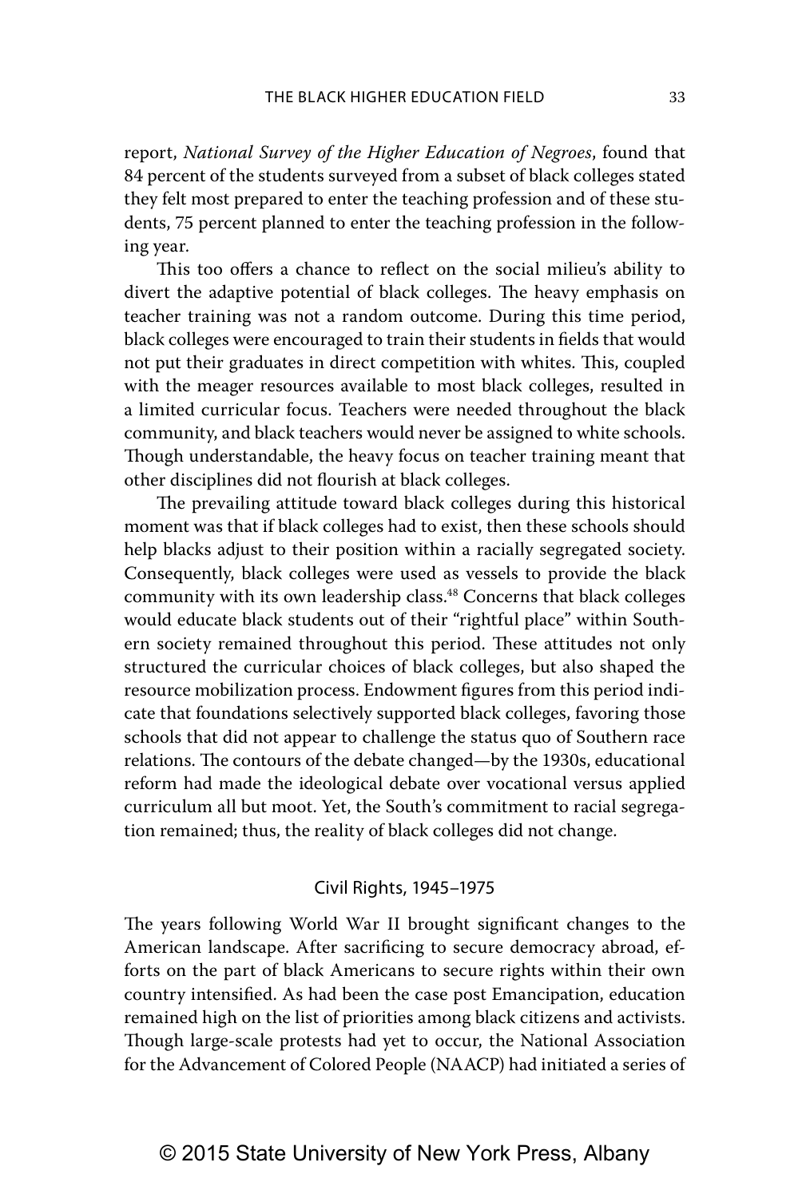report, *National Survey of the Higher Education of Negroes*, found that 84 percent of the students surveyed from a subset of black colleges stated they felt most prepared to enter the teaching profession and of these students, 75 percent planned to enter the teaching profession in the following year.

This too offers a chance to reflect on the social milieu's ability to divert the adaptive potential of black colleges. The heavy emphasis on teacher training was not a random outcome. During this time period, black colleges were encouraged to train their students in fields that would not put their graduates in direct competition with whites. This, coupled with the meager resources available to most black colleges, resulted in a limited curricular focus. Teachers were needed throughout the black community, and black teachers would never be assigned to white schools. Though understandable, the heavy focus on teacher training meant that other disciplines did not flourish at black colleges.

The prevailing attitude toward black colleges during this historical moment was that if black colleges had to exist, then these schools should help blacks adjust to their position within a racially segregated society. Consequently, black colleges were used as vessels to provide the black community with its own leadership class.[48] Concerns that black colleges would educate black students out of their "rightful place" within Southern society remained throughout this period. These attitudes not only structured the curricular choices of black colleges, but also shaped the resource mobilization process. Endowment figures from this period indicate that foundations selectively supported black colleges, favoring those schools that did not appear to challenge the status quo of Southern race relations. The contours of the debate changed—by the 1930s, educational reform had made the ideological debate over vocational versus applied curriculum all but moot. Yet, the South's commitment to racial segregation remained; thus, the reality of black colleges did not change.

## Civil Rights, 1945–1975

The years following World War II brought significant changes to the American landscape. After sacrificing to secure democracy abroad, efforts on the part of black Americans to secure rights within their own country intensified. As had been the case post Emancipation, education remained high on the list of priorities among black citizens and activists. Though large-scale protests had yet to occur, the National Association for the Advancement of Colored People (NAACP) had initiated a series of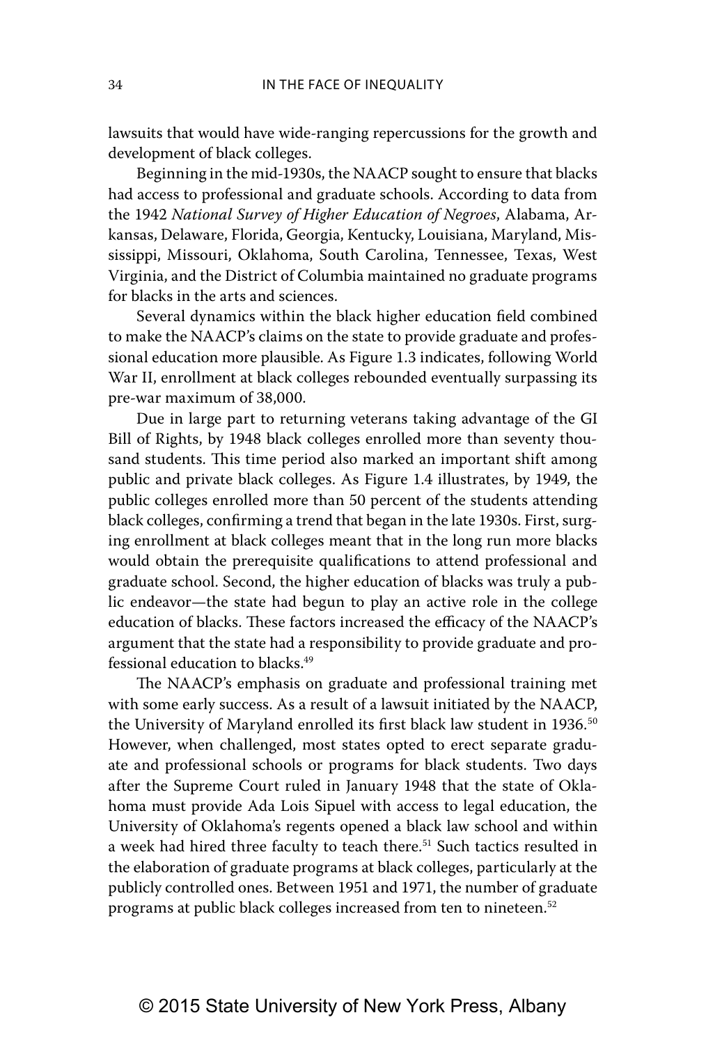lawsuits that would have wide-ranging repercussions for the growth and development of black colleges.

Beginning in the mid-1930s, the NAACP sought to ensure that blacks had access to professional and graduate schools. According to data from the 1942 *National Survey of Higher Education of Negroes*, Alabama, Arkansas, Delaware, Florida, Georgia, Kentucky, Louisiana, Maryland, Mississippi, Missouri, Oklahoma, South Carolina, Tennessee, Texas, West Virginia, and the District of Columbia maintained no graduate programs for blacks in the arts and sciences.

Several dynamics within the black higher education field combined to make the NAACP's claims on the state to provide graduate and professional education more plausible. As Figure 1.3 indicates, following World War II, enrollment at black colleges rebounded eventually surpassing its pre-war maximum of 38,000.

Due in large part to returning veterans taking advantage of the GI Bill of Rights, by 1948 black colleges enrolled more than seventy thousand students. This time period also marked an important shift among public and private black colleges. As Figure 1.4 illustrates, by 1949, the public colleges enrolled more than 50 percent of the students attending black colleges, confirming a trend that began in the late 1930s. First, surging enrollment at black colleges meant that in the long run more blacks would obtain the prerequisite qualifications to attend professional and graduate school. Second, the higher education of blacks was truly a public endeavor—the state had begun to play an active role in the college education of blacks. These factors increased the efficacy of the NAACP's argument that the state had a responsibility to provide graduate and professional education to blacks.[49]

The NAACP's emphasis on graduate and professional training met with some early success. As a result of a lawsuit initiated by the NAACP, the University of Maryland enrolled its first black law student in 1936.[50] However, when challenged, most states opted to erect separate graduate and professional schools or programs for black students. Two days after the Supreme Court ruled in January 1948 that the state of Oklahoma must provide Ada Lois Sipuel with access to legal education, the University of Oklahoma's regents opened a black law school and within a week had hired three faculty to teach there.[51] Such tactics resulted in the elaboration of graduate programs at black colleges, particularly at the publicly controlled ones. Between 1951 and 1971, the number of graduate programs at public black colleges increased from ten to nineteen.[52]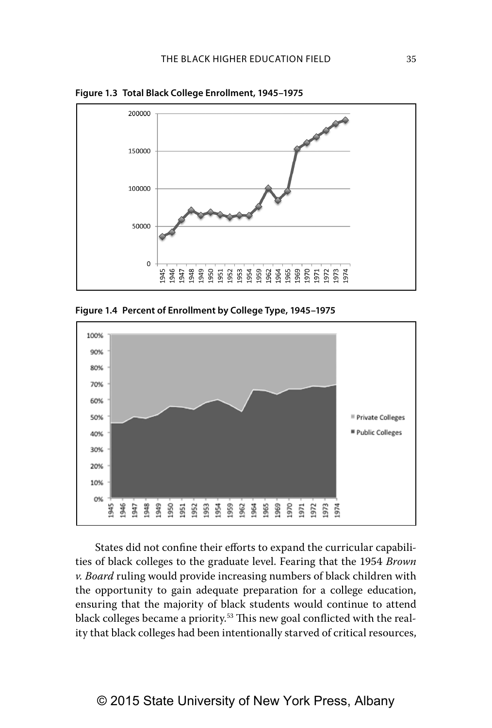**Figure 1.3 Total Black College Enrollment, 1945–1975**

**Figure 1.4 Percent of Enrollment by College Type, 1945–1975**

States did not confine their efforts to expand the curricular capabilities of black colleges to the graduate level. Fearing that the 1954 *Brown v. Board* ruling would provide increasing numbers of black children with the opportunity to gain adequate preparation for a college education, ensuring that the majority of black students would continue to attend black colleges became a priority.[53] This new goal conflicted with the reality that black colleges had been intentionally starved of critical resources,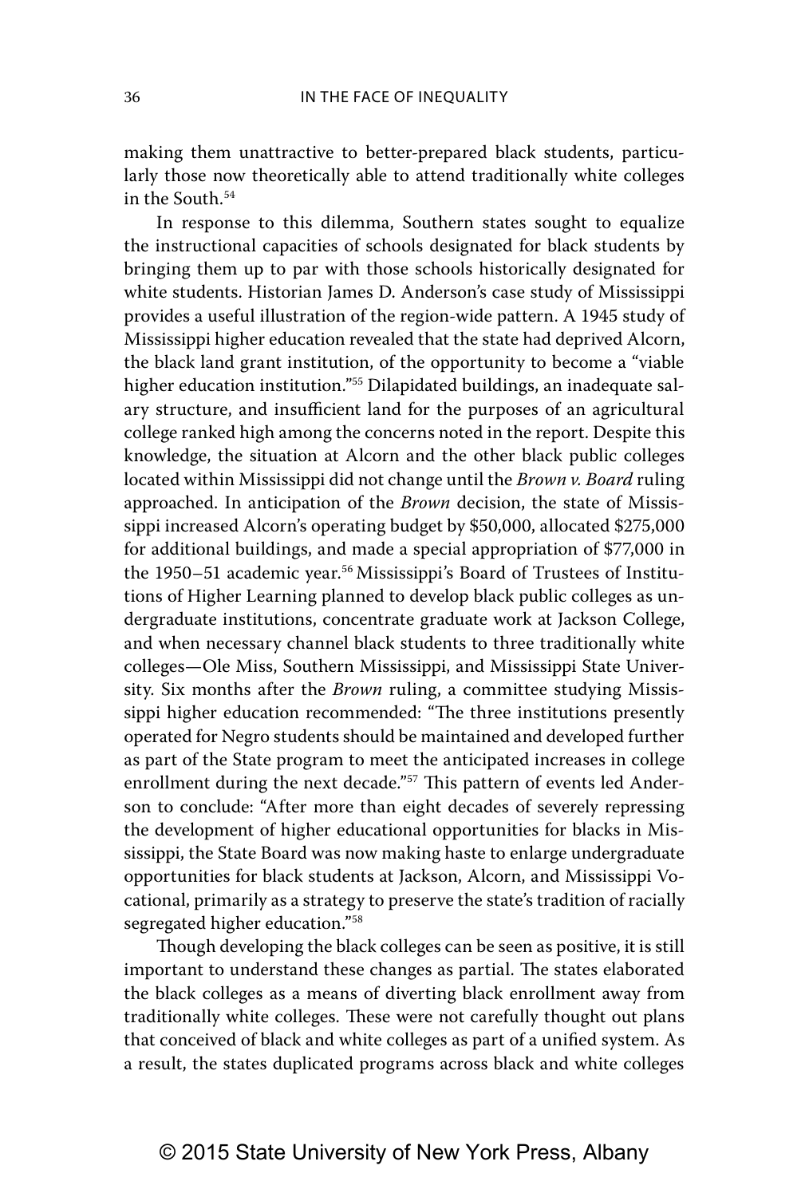making them unattractive to better-prepared black students, particularly those now theoretically able to attend traditionally white colleges in the South.[54]

In response to this dilemma, Southern states sought to equalize the instructional capacities of schools designated for black students by bringing them up to par with those schools historically designated for white students. Historian James D. Anderson's case study of Mississippi provides a useful illustration of the region-wide pattern. A 1945 study of Mississippi higher education revealed that the state had deprived Alcorn, the black land grant institution, of the opportunity to become a "viable higher education institution."[55] Dilapidated buildings, an inadequate salary structure, and insufficient land for the purposes of an agricultural college ranked high among the concerns noted in the report. Despite this knowledge, the situation at Alcorn and the other black public colleges located within Mississippi did not change until the *Brown v. Board* ruling approached. In anticipation of the *Brown* decision, the state of Mississippi increased Alcorn's operating budget by $50,000, allocated $275,000 for additional buildings, and made a special appropriation of $77,000 in the 1950–51 academic year.[56] Mississippi's Board of Trustees of Institutions of Higher Learning planned to develop black public colleges as undergraduate institutions, concentrate graduate work at Jackson College, and when necessary channel black students to three traditionally white colleges—Ole Miss, Southern Mississippi, and Mississippi State University. Six months after the *Brown* ruling, a committee studying Mississippi higher education recommended: "The three institutions presently operated for Negro students should be maintained and developed further as part of the State program to meet the anticipated increases in college enrollment during the next decade."[57] This pattern of events led Anderson to conclude: "After more than eight decades of severely repressing the development of higher educational opportunities for blacks in Mississippi, the State Board was now making haste to enlarge undergraduate opportunities for black students at Jackson, Alcorn, and Mississippi Vocational, primarily as a strategy to preserve the state's tradition of racially segregated higher education."[58]

Though developing the black colleges can be seen as positive, it is still important to understand these changes as partial. The states elaborated the black colleges as a means of diverting black enrollment away from traditionally white colleges. These were not carefully thought out plans that conceived of black and white colleges as part of a unified system. As a result, the states duplicated programs across black and white colleges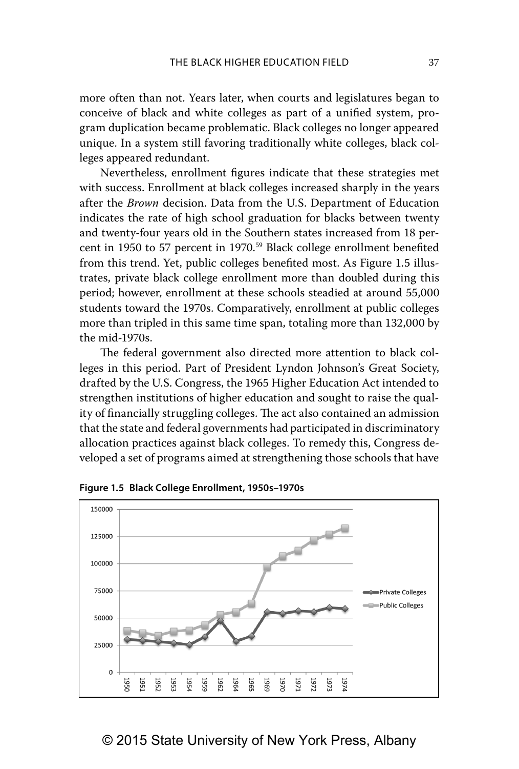more often than not. Years later, when courts and legislatures began to conceive of black and white colleges as part of a unified system, program duplication became problematic. Black colleges no longer appeared unique. In a system still favoring traditionally white colleges, black colleges appeared redundant.

Nevertheless, enrollment figures indicate that these strategies met with success. Enrollment at black colleges increased sharply in the years after the *Brown* decision. Data from the U.S. Department of Education indicates the rate of high school graduation for blacks between twenty and twenty-four years old in the Southern states increased from 18 percent in 1950 to 57 percent in 1970.[59] Black college enrollment benefited from this trend. Yet, public colleges benefited most. As Figure 1.5 illustrates, private black college enrollment more than doubled during this period; however, enrollment at these schools steadied at around 55,000 students toward the 1970s. Comparatively, enrollment at public colleges more than tripled in this same time span, totaling more than 132,000 by the mid-1970s.

The federal government also directed more attention to black colleges in this period. Part of President Lyndon Johnson's Great Society, drafted by the U.S. Congress, the 1965 Higher Education Act intended to strengthen institutions of higher education and sought to raise the quality of financially struggling colleges. The act also contained an admission that the state and federal governments had participated in discriminatory allocation practices against black colleges. To remedy this, Congress developed a set of programs aimed at strengthening those schools that have

**Figure 1.5 Black College Enrollment, 1950s–1970s**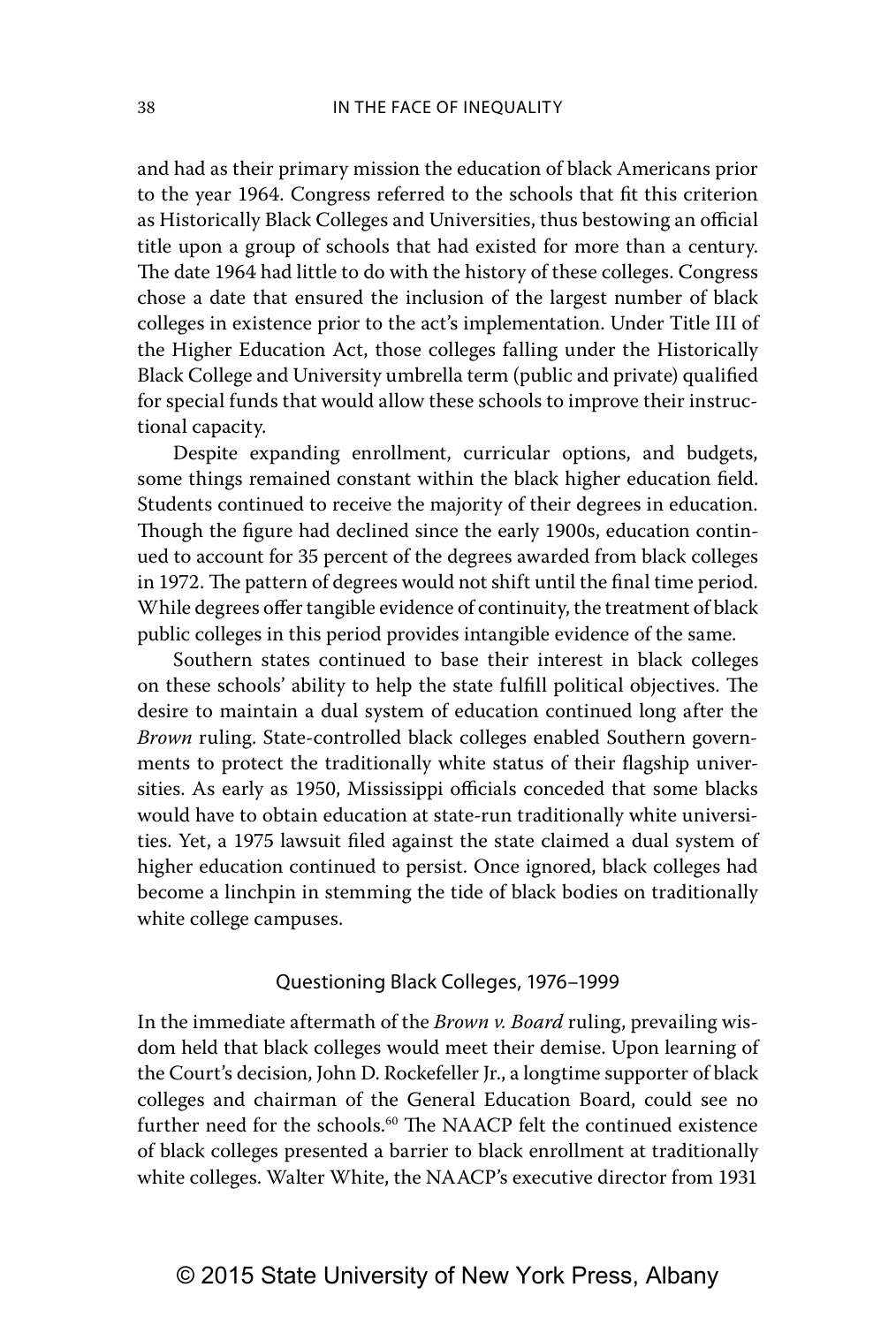and had as their primary mission the education of black Americans prior to the year 1964. Congress referred to the schools that fit this criterion as Historically Black Colleges and Universities, thus bestowing an official title upon a group of schools that had existed for more than a century. The date 1964 had little to do with the history of these colleges. Congress chose a date that ensured the inclusion of the largest number of black colleges in existence prior to the act's implementation. Under Title III of the Higher Education Act, those colleges falling under the Historically Black College and University umbrella term (public and private) qualified for special funds that would allow these schools to improve their instructional capacity.

Despite expanding enrollment, curricular options, and budgets, some things remained constant within the black higher education field. Students continued to receive the majority of their degrees in education. Though the figure had declined since the early 1900s, education continued to account for 35 percent of the degrees awarded from black colleges in 1972. The pattern of degrees would not shift until the final time period. While degrees offer tangible evidence of continuity, the treatment of black public colleges in this period provides intangible evidence of the same.

Southern states continued to base their interest in black colleges on these schools' ability to help the state fulfill political objectives. The desire to maintain a dual system of education continued long after the *Brown* ruling. State-controlled black colleges enabled Southern governments to protect the traditionally white status of their flagship universities. As early as 1950, Mississippi officials conceded that some blacks would have to obtain education at state-run traditionally white universities. Yet, a 1975 lawsuit filed against the state claimed a dual system of higher education continued to persist. Once ignored, black colleges had become a linchpin in stemming the tide of black bodies on traditionally white college campuses.

## Questioning Black Colleges, 1976–1999

In the immediate aftermath of the *Brown v. Board* ruling, prevailing wisdom held that black colleges would meet their demise. Upon learning of the Court's decision, John D. Rockefeller Jr., a longtime supporter of black colleges and chairman of the General Education Board, could see no further need for the schools.[60] The NAACP felt the continued existence of black colleges presented a barrier to black enrollment at traditionally white colleges. Walter White, the NAACP's executive director from 1931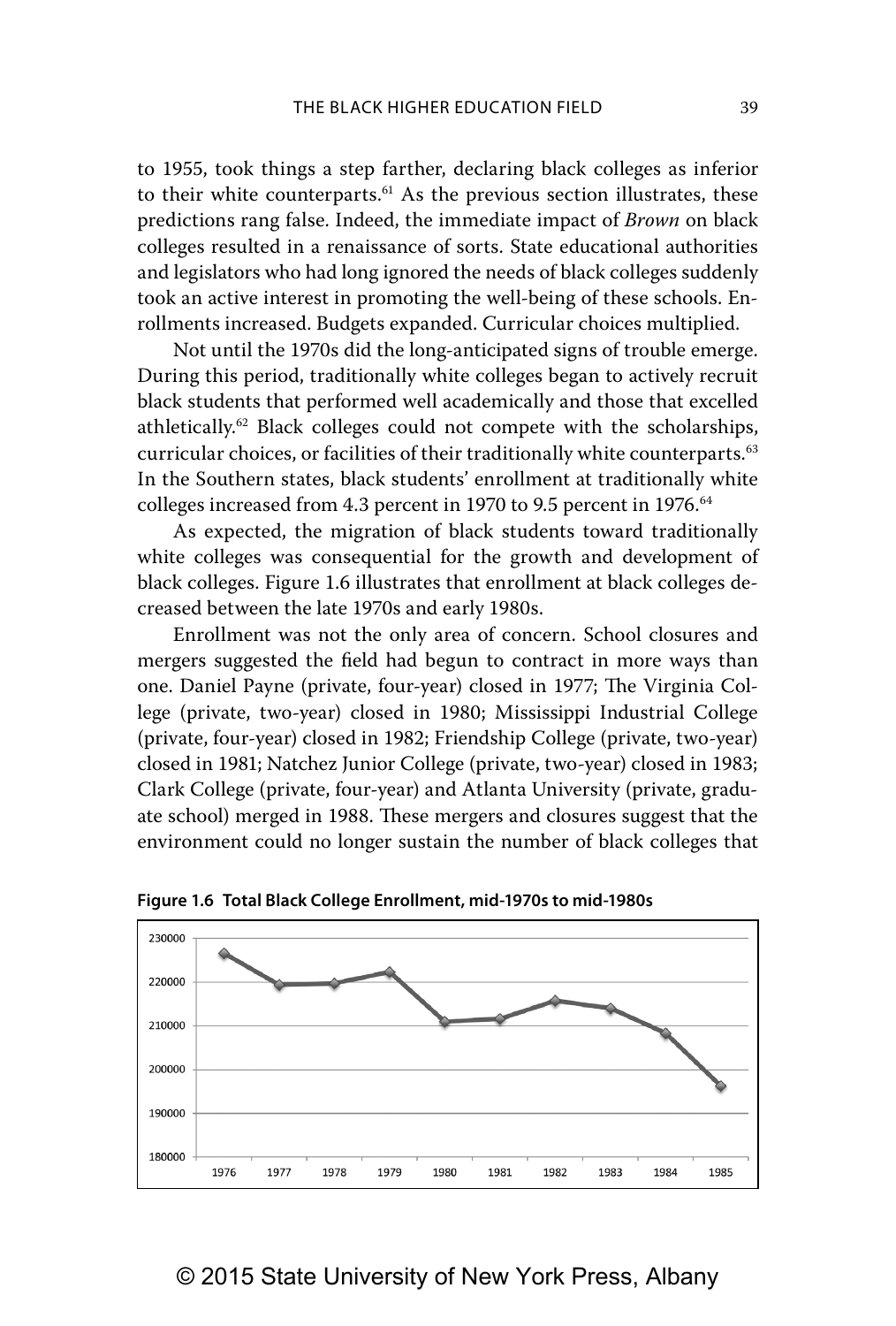to 1955, took things a step farther, declaring black colleges as inferior to their white counterparts.[61] As the previous section illustrates, these predictions rang false. Indeed, the immediate impact of *Brown* on black colleges resulted in a renaissance of sorts. State educational authorities and legislators who had long ignored the needs of black colleges suddenly took an active interest in promoting the well-being of these schools. Enrollments increased. Budgets expanded. Curricular choices multiplied.

Not until the 1970s did the long-anticipated signs of trouble emerge. During this period, traditionally white colleges began to actively recruit black students that performed well academically and those that excelled athletically.[62] Black colleges could not compete with the scholarships, curricular choices, or facilities of their traditionally white counterparts.[63] In the Southern states, black students' enrollment at traditionally white colleges increased from 4.3 percent in 1970 to 9.5 percent in 1976.[64]

As expected, the migration of black students toward traditionally white colleges was consequential for the growth and development of black colleges. Figure 1.6 illustrates that enrollment at black colleges decreased between the late 1970s and early 1980s.

Enrollment was not the only area of concern. School closures and mergers suggested the field had begun to contract in more ways than one. Daniel Payne (private, four-year) closed in 1977; The Virginia College (private, two-year) closed in 1980; Mississippi Industrial College (private, four-year) closed in 1982; Friendship College (private, two-year) closed in 1981; Natchez Junior College (private, two-year) closed in 1983; Clark College (private, four-year) and Atlanta University (private, graduate school) merged in 1988. These mergers and closures suggest that the environment could no longer sustain the number of black colleges that

**Figure 1.6 Total Black College Enrollment, mid-1970s to mid-1980s**

230000
220000
210000
200000
190000
180000
1976 1977 1978 1979 1980 1981 1982 1983 1984 1985

© 2015 State University of New York Press, Albany